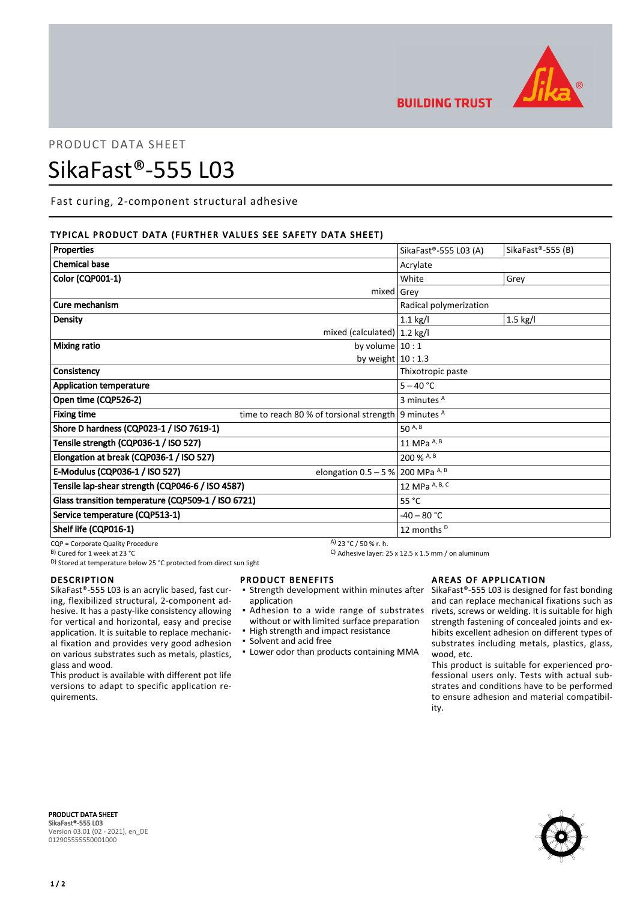PRODUCT DATA SHEET

# SikaFast®-555 L03

Fast curing, 2-component structural adhesive

## TYPICAL PRODUCT DATA (FURTHER VALUES SEE SAFETY DATA SHEET)

| Properties | | SikaFast®-555 L03 (A) | SikaFast®-555 (B) |
|---|---|---|---|
| Chemical base | | Acrylate | |
| Color (CQP001-1) | | White | Grey |
| | mixed | Grey | |
| Cure mechanism | | Radical polymerization | |
| Density | | 1.1 kg/l | 1.5 kg/l |
| | mixed (calculated) | 1.2 kg/l | |
| Mixing ratio | by volume | 10 : 1 | |
| | by weight | 10 : 1.3 | |
| Consistency | | Thixotropic paste | |
| Application temperature | | 5 – 40 °C | |
| Open time (CQP526-2) | | 3 minutes [A] | |
| Fixing time | time to reach 80 % of torsional strength | 9 minutes [A] | |
| Shore D hardness (CQP023-1 / ISO 7619-1) | | 50 [A, B] | |
| Tensile strength (CQP036-1 / ISO 527) | | 11 MPa [A, B] | |
| Elongation at break (CQP036-1 / ISO 527) | | 200 % [A, B] | |
| E-Modulus (CQP036-1 / ISO 527) | elongation 0.5 – 5 % | 200 MPa [A, B] | |
| Tensile lap-shear strength (CQP046-6 / ISO 4587) | | 12 MPa [A, B, C] | |
| Glass transition temperature (CQP509-1 / ISO 6721) | | 55 °C | |
| Service temperature (CQP513-1) | | -40 – 80 °C | |
| Shelf life (CQP016-1) | | 12 months [D] | |

CQP = Corporate Quality Procedure
[A] 23 °C / 50 % r. h.
[B] Cured for 1 week at 23 °C
[C] Adhesive layer: 25 x 12.5 x 1.5 mm / on aluminum
[D] Stored at temperature below 25 °C protected from direct sun light

## DESCRIPTION

SikaFast®-555 L03 is an acrylic based, fast curing, flexibilized structural, 2-component adhesive. It has a pasty-like consistency allowing for vertical and horizontal, easy and precise application. It is suitable to replace mechanical fixation and provides very good adhesion on various substrates such as metals, plastics, glass and wood.
This product is available with different pot life versions to adapt to specific application requirements.

## PRODUCT BENEFITS

- Strength development within minutes after application
- Adhesion to a wide range of substrates without or with limited surface preparation
- High strength and impact resistance
- Solvent and acid free
- Lower odor than products containing MMA

## AREAS OF APPLICATION

SikaFast®-555 L03 is designed for fast bonding and can replace mechanical fixations such as rivets, screws or welding. It is suitable for high strength fastening of concealed joints and exhibits excellent adhesion on different types of substrates including metals, plastics, glass, wood, etc.
This product is suitable for experienced professional users only. Tests with actual substrates and conditions have to be performed to ensure adhesion and material compatibility.

**PRODUCT DATA SHEET**
**SikaFast®-555 L03**
Version 03.01 (02 - 2021), en_DE
012905555550001000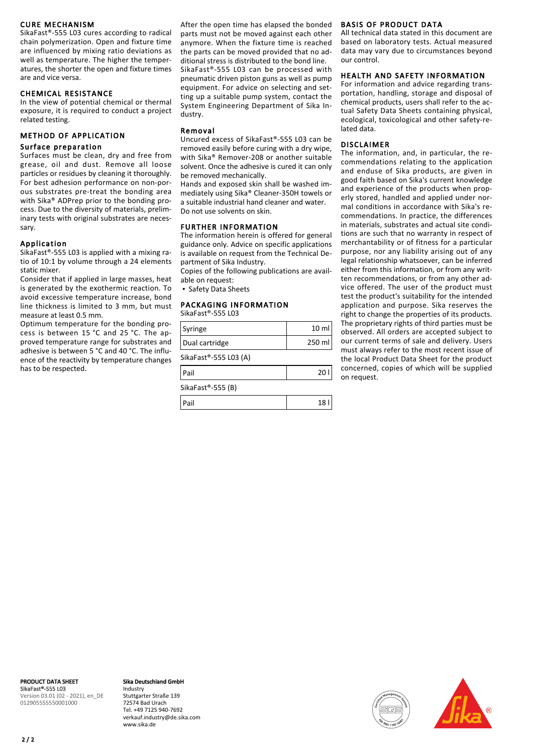## CURE MECHANISM

SikaFast®-555 L03 cures according to radical chain polymerization. Open and fixture time are influenced by mixing ratio deviations as well as temperature. The higher the temperatures, the shorter the open and fixture times are and vice versa.

## CHEMICAL RESISTANCE

In the view of potential chemical or thermal exposure, it is required to conduct a project related testing.

## METHOD OF APPLICATION

### Surface preparation

Surfaces must be clean, dry and free from grease, oil and dust. Remove all loose particles or residues by cleaning it thoroughly. For best adhesion performance on non-porous substrates pre-treat the bonding area with Sika® ADPrep prior to the bonding process. Due to the diversity of materials, preliminary tests with original substrates are necessary.

### Application

SikaFast®-555 L03 is applied with a mixing ratio of 10:1 by volume through a 24 elements static mixer.

Consider that if applied in large masses, heat is generated by the exothermic reaction. To avoid excessive temperature increase, bond line thickness is limited to 3 mm, but must measure at least 0.5 mm.

Optimum temperature for the bonding process is between 15 °C and 25 °C. The approved temperature range for substrates and adhesive is between 5 °C and 40 °C. The influence of the reactivity by temperature changes has to be respected.

After the open time has elapsed the bonded parts must not be moved against each other anymore. When the fixture time is reached the parts can be moved provided that no additional stress is distributed to the bond line.

SikaFast®-555 L03 can be processed with pneumatic driven piston guns as well as pump equipment. For advice on selecting and setting up a suitable pump system, contact the System Engineering Department of Sika Industry.

### Removal

Uncured excess of SikaFast®-555 L03 can be removed easily before curing with a dry wipe, with Sika® Remover-208 or another suitable solvent. Once the adhesive is cured it can only be removed mechanically.

Hands and exposed skin shall be washed immediately using Sika® Cleaner-350H towels or a suitable industrial hand cleaner and water. Do not use solvents on skin.

## FURTHER INFORMATION

The information herein is offered for general guidance only. Advice on specific applications is available on request from the Technical Department of Sika Industry.

Copies of the following publications are available on request:

- Safety Data Sheets

## PACKAGING INFORMATION

SikaFast®-555 L03

| | |
|---|---|
| Syringe | 10 ml |
| Dual cartridge | 250 ml |

SikaFast®-555 L03 (A)

| | |
|---|---|
| Pail | 20 l |

SikaFast®-555 (B)

| | |
|---|---|
| Pail | 18 l |

## BASIS OF PRODUCT DATA

All technical data stated in this document are based on laboratory tests. Actual measured data may vary due to circumstances beyond our control.

## HEALTH AND SAFETY INFORMATION

For information and advice regarding transportation, handling, storage and disposal of chemical products, users shall refer to the actual Safety Data Sheets containing physical, ecological, toxicological and other safety-related data.

## DISCLAIMER

The information, and, in particular, the recommendations relating to the application and enduse of Sika products, are given in good faith based on Sika's current knowledge and experience of the products when properly stored, handled and applied under normal conditions in accordance with Sika's recommendations. In practice, the differences in materials, substrates and actual site conditions are such that no warranty in respect of merchantability or of fitness for a particular purpose, nor any liability arising out of any legal relationship whatsoever, can be inferred either from this information, or from any written recommendations, or from any other advice offered. The user of the product must test the product's suitability for the intended application and purpose. Sika reserves the right to change the properties of its products. The proprietary rights of third parties must be observed. All orders are accepted subject to our current terms of sale and delivery. Users must always refer to the most recent issue of the local Product Data Sheet for the product concerned, copies of which will be supplied on request.

**PRODUCT DATA SHEET**
**SikaFast®-555 L03**
Version 03.01 (02 - 2021), en_DE
012905555550001000

**Sika Deutschland GmbH**
Industry
Stuttgarter Straße 139
72574 Bad Urach
Tel. +49 7125 940-7692
verkauf.industry@de.sika.com
www.sika.de